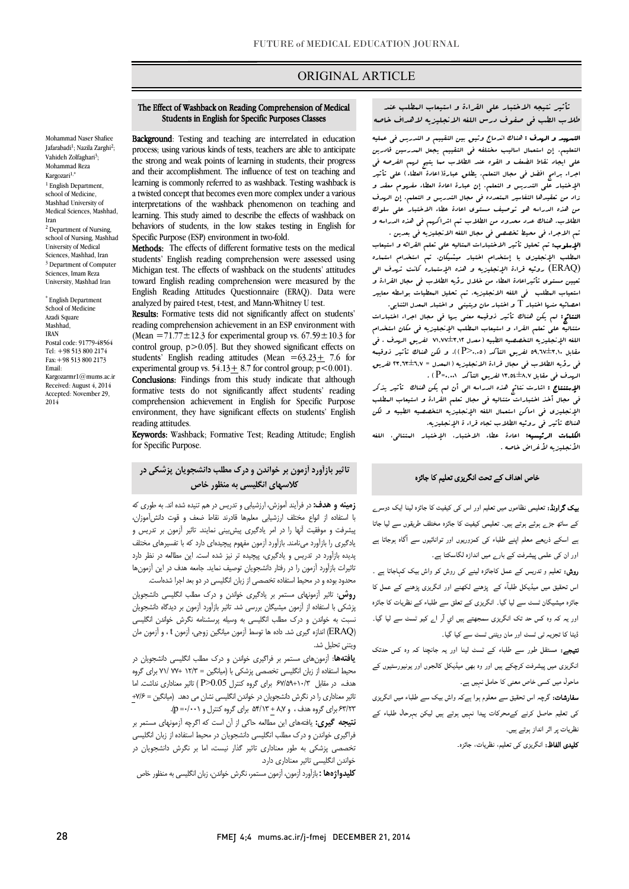ORIGINAL ARTICLE

# The Effect of Washback on Reading Comprehension of Medical Students in English for Specific Purposes Classes

Mohammad Naser Shafiee Jafarabadi[1]; Nazila Zarghi[2]; Vahideh Zolfaghari[3]; Mohammad Reza Kargozari[1,*]

[1] English Department, school of Medicine, Mashhad University of Medical Sciences, Mashhad, Iran

[2] Department of Nursing, school of Nursing, Mashhad University of Medical Sciences, Mashhad, Iran

[3] Department of Computer Sciences, Imam Reza University, Mashhad Iran

[*] English Department School of Medicine Azadi Square Mashhad, IRAN Postal code: 91779-48564 Tel: +98 513 800 2174 Fax: +98 513 800 2173 Email: Kargozarmr1@mums.ac.ir

Received: August 4, 2014 Accepted: November 29, 2014

**Background**: Testing and teaching are interrelated in education process; using various kinds of tests, teachers are able to anticipate the strong and weak points of learning in students, their progress and their accomplishment. The influence of test on teaching and learning is commonly referred to as washback. Testing washback is a twisted concept that becomes even more complex under a various interpretations of the washback phenomenon on teaching and learning. This study aimed to describe the effects of washback on behaviors of students, in the low stakes testing in English for Specific Purpose (ESP) environment in two-fold.

**Methods:** The effects of different formative tests on the medical students' English reading comprehension were assessed using Michigan test. The effects of washback on the students' attitudes toward English reading comprehension were measured by the English Reading Attitudes Questionnaire (ERAQ). Data were analyzed by paired t-test, t-test, and Mann-Whitney U test.

**Results:** Formative tests did not significantly affect on students' reading comprehension achievement in an ESP environment with (Mean $=71.77\pm12.3$ for experimental group vs. $67.59\pm10.3$ for control group, $p>0.05$]. But they showed significant effects on students' English reading attitudes (Mean $=63.23\pm7.6$ for experimental group vs. $54.13\pm8.7$ for control group; $p<0.001$).

**Conclusions:** Findings from this study indicate that although formative tests do not significantly affect students' reading comprehension achievement in English for Specific Purpose environment, they have significant effects on students' English reading attitudes.

**Keywords:** Washback; Formative Test; Reading Attitude; English for Specific Purpose.

## تأثير نتيجه الاختبار على القراة و استيعاب المطلب عند طلاب الطب في صفوف درس اللغه الانجليزيه لاهداف خاصه

**التمهيد و الهدف :** هنالك اندماج وثيق بين التقييم و التدريس في عمليه التعليم. إن استعمال اساليب مختلفه في التقييم يجعل المدرسين قادرين على ايجاد نقاط الضعف و القوه عند الطلاب مما يتيح لهم الفرصه في اجراء برامج افضل في مجال التعلم. يطلق عبارة(اعادة العطاء) على تأثير الإختبار على التدريس و التعلم. إن عبارة اعادة العطاء مفهوم معقد و زاد من تعقيدها التفاسير المتعدده في مجال التدريس و التعلم. إن الهدف من هذه الدراسه هو توصيف مستوى اعادة عطاء الاختبار على سلوك الطلاب. هنالك عدد محدود من الطلاب تم اشراكهم في هذه الدراسه و تم الاجراء في محيط تخصصي في مجال اللغه الانجليزيه في بعدين .

**الأسلوب:** تم تحليل تأثير الاختبارات المتتاليه على تعلم القرائه و استيعاب المطلب الإنجليزي بإستخدام اختبار ميشيگان. تم استخدام استماره (ERAQ) رؤيه قراءة الإنجليزيه و هذه الإستماره كانت تهدف الى تعيين مستوى تأثيراعادة العطاء من خلال رؤيه الطلاب في مجال القراءة و استيعاب المطلب في اللغه الانجليزيه. تم تحليل المعطيات بواسطه معايير احصائيه منها اختبار T و اختبار مان ويتيني و اختبار المعدل الثنائي.

**النتائج:** لم يكن هنالك تأثير ذوقيمه معنى بها في مجال اجراء اختبارات متتاليه على تعلم القراء و استيعاب المطلب الإنجليزيه في مكان استخدام اللغه الإنجليزيه التخصصيه الطبيه (معدل ٧١،٧٧±١٢،٣ لفريق الهدف ، في مقابل ٥٩،٦٧±١٠،٣ لفريق التأكد (P>٠،٠٥)). و لكن هنالك تأثير ذوقيمه في رؤيه الطلاب في مجال قراءة الانجليزيه (المعدل = ٦٣،٢٣±٧،٦ لفريق الهدف في مقابل ٥٤،١٣±٨،٧ لفريق التأكد P=٠،٠٠١) .

**الإستنتاج :** اشارت نتايج هذه الدراسه الى أن لم يكن هنالك تأثير يذكر في مجال أخذ اختبارات متتاليه في مجال تعلم القراءة و استيعاب المطلب الإنجليزي في اماكن استعمال اللغه الإنجليزيه التخصصيه الطبيه و لكن هنالك تأثير في روئيه الطلاب تجاه قراءة الإنجليزيه.

**الكلمات الرئيسيه:** اعادة عطاء الاختبار، الإختبار المتتالي، اللغه الانجليزيه لأغراض خاصه .

## تاثیر بازآورد آزمون بر خواندن و درک مطلب دانشجویان پزشکی در کلاسهای انگلیسی به منظور خاص

**زمینه و هدف:** در فرآیند آموزش، ارزشیابی و تدریس در هم تنیده شده اند. به طوری که با استفاده از انواع مختلف ارزشیابی معلمها قادرند نقاط ضعف و قوت دانش‌آموزان، پیشرفت و موفقیت آنها را در امر یادگیری پیش‌بینی نمایند. تاثیر آزمون بر تدریس و یادگیری را بازآورد می‌نامند. بازآورد آزمون مفهوم پیچیده‌ای دارد که با تفسیرهای مختلف پدیده بازآورد در تدریس و یادگیری، پیچیده تر نیز شده است. این مطالعه در نظر دارد تاثیرات بازآورد آزمون را در رفتار دانشجویان توصیف نماید. جامعه هدف در این آزمونها محدود بوده و در محیط استفاده تخصصی از زبان انگلیسی در دو بعد اجرا شده‌است.

**روش:** تاثیر آزمونهای مستمر بر یادگیری خواندن و درک مطلب انگلیسی دانشجویان پزشکی با استفاده از آزمون میشیگان بررسی شد. تاثیر بازآورد آزمون بر دیدگاه دانشجویان نسبت به خواندن و درک مطلب انگلیسی به وسیله پرسشنامه نگرش خواندن انگلیسی (ERAQ) اندازه گیری شد. داده ها توسط آزمون میانگین زوجی، آزمون t ، و آزمون مان ویتنی تحلیل شد.

**یافته‌ها:** آزمونهای مستمر بر فراگیری خواندن و درک مطلب انگلیسی دانشجویان در محیط استفاده از زبان انگلیسی تخصصی پزشکی با (میانگین = ۱۲/۳ +۷۷ /۷۱ برای گروه هدف، در مقابل ۱۰/۳+۶۷/۵۹ برای گروه کنترل P>0.05 ) تاثیر معناداری نداشت. اما تاثیر معناداری را در نگرش دانشجویان در خواندن انگلیسی نشان می دهد. (میانگین = ۷/۶+ ۶۳/۲۳ برای گروه هدف ، و ۸،۷ + ۵۴/۱۳ برای گروه کنترل و p=۰/۰۰۱).

**نتیجه گیری:** یافته‌های این مطالعه حاکی از آن است که اگرچه آزمونهای مستمر بر فراگیری خواندن و درک مطلب انگلیسی دانشجویان در محیط استفاده از زبان انگلیسی تخصصی پزشکی به طور معناداری تاثیر گذار نیست، اما بر نگرش دانشجویان در خواندن انگلیسی تاثیر معناداری دارد.

**کلیدواژه‌ها :** بازآورد آزمون، آزمون مستمر، نگرش خواندن، زبان انگلیسی به منظور خاص

## خاص اہداف کے تحت انگریزی تعلیم کا جائزہ

**بیک گراونڈ:** تعلیمی نظاموں میں تعلیم اور اس کی کیفیت کا جائزہ لینا ایک دوسرے کے ساتھ جڑے ہوئے ہوتے ہیں۔ تعلیمی کیفیت کا جائزہ مختلف طریقوں سے لیا جاتا ہے اسکے ذریعے معلم اپنے طلباء کی کمزوریوں اور توانائیوں سے آگاہ ہوجاتا ہے اور ان کی علمی پیشرفت کے بارے میں اندازہ لگاسکتا ہے۔

**روش:** تعلیم و تدریس کے عمل کاجائزہ لینے کی روش کو واش بیک کہاجاتا ہے ۔ اس تحقیق میں میڈیکل طلباۂ کے پڑھنے لکھنے اور انگریزی پڑھنے کے عمل کا جائزہ میشیگان ٹسٹ سے لیا گیا۔ انگریزی کے تعلق سے طلباء کے نظریات کا جائزہ اور یہ کہ وہ کس حد تک انگریزی سمجھتے ہیں ای آر اے کیو ٹسٹ سے لیا گیا۔ ڈیٹا کا تجزیہ ٹی ٹسٹ اور مان وینتی ٹسٹ سے کیا گيا۔

**نتیجے:** مستقل طور سے طلباء کے ٹسٹ لینا اور یہ جانچنا کہ وہ کس حدتک انگریزی میں پیشرفت کرچکے ہیں اور وہ بھی میڈیکل کالجوں اور یونیورسٹیوں کے ماحول میں کسی خاص معنی کا حامل نہیں ہے۔

**سفارشات:** گرچہ اس تحقیق سے معلوم ہوا ہےکہ واش بیک سے طلباء میں انگریزی کی تعلیم حاصل کرنے کےمحرکات پیدا نہیں ہوتے ہیں لیکن بہرحال طلباء کے نظریات پر اثر انداز ہوتے ہیں۔

**کلیدی الفاظ:** انگریزی کی تعلیم، نظریات، جائزہ۔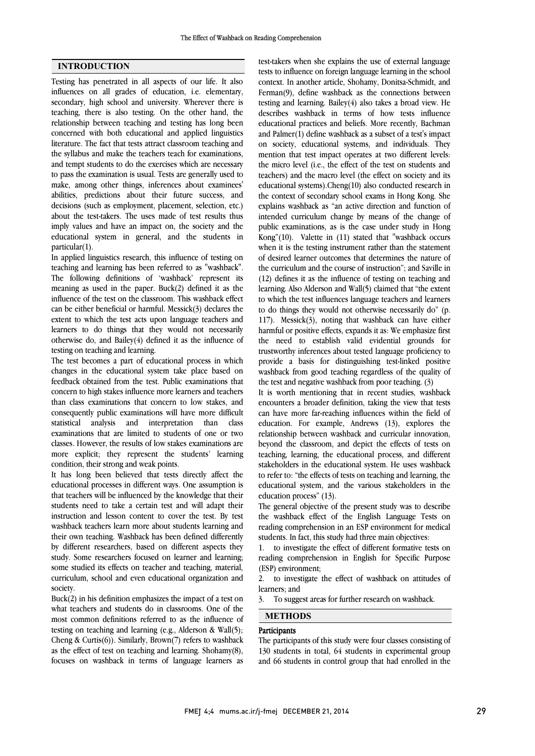## INTRODUCTION

Testing has penetrated in all aspects of our life. It also influences on all grades of education, i.e. elementary, secondary, high school and university. Wherever there is teaching, there is also testing. On the other hand, the relationship between teaching and testing has long been concerned with both educational and applied linguistics literature. The fact that tests attract classroom teaching and the syllabus and make the teachers teach for examinations, and tempt students to do the exercises which are necessary to pass the examination is usual. Tests are generally used to make, among other things, inferences about examinees' abilities, predictions about their future success, and decisions (such as employment, placement, selection, etc.) about the test-takers. The uses made of test results thus imply values and have an impact on, the society and the educational system in general, and the students in particular(1).

In applied linguistics research, this influence of testing on teaching and learning has been referred to as "washback". The following definitions of 'washback' represent its meaning as used in the paper. Buck(2) defined it as the influence of the test on the classroom. This washback effect can be either beneficial or harmful. Messick(3) declares the extent to which the test acts upon language teachers and learners to do things that they would not necessarily otherwise do, and Bailey(4) defined it as the influence of testing on teaching and learning.

The test becomes a part of educational process in which changes in the educational system take place based on feedback obtained from the test. Public examinations that concern to high stakes influence more learners and teachers than class examinations that concern to low stakes, and consequently public examinations will have more difficult statistical analysis and interpretation than class examinations that are limited to students of one or two classes. However, the results of low stakes examinations are more explicit; they represent the students' learning condition, their strong and weak points.

It has long been believed that tests directly affect the educational processes in different ways. One assumption is that teachers will be influenced by the knowledge that their students need to take a certain test and will adapt their instruction and lesson content to cover the test. By test washback teachers learn more about students learning and their own teaching. Washback has been defined differently by different researchers, based on different aspects they study. Some researchers focused on learner and learning; some studied its effects on teacher and teaching, material, curriculum, school and even educational organization and society.

Buck(2) in his definition emphasizes the impact of a test on what teachers and students do in classrooms. One of the most common definitions referred to as the influence of testing on teaching and learning (e.g., Alderson & Wall(5); Cheng & Curtis(6)). Similarly, Brown(7) refers to washback as the effect of test on teaching and learning. Shohamy(8), focuses on washback in terms of language learners as test-takers when she explains the use of external language tests to influence on foreign language learning in the school context. In another article, Shohamy, Donitsa-Schmidt, and Ferman(9), define washback as the connections between testing and learning. Bailey(4) also takes a broad view. He describes washback in terms of how tests influence educational practices and beliefs. More recently, Bachman and Palmer(1) define washback as a subset of a test's impact on society, educational systems, and individuals. They mention that test impact operates at two different levels: the micro level (i.e., the effect of the test on students and teachers) and the macro level (the effect on society and its educational systems).Cheng(10) also conducted research in the context of secondary school exams in Hong Kong. She explains washback as "an active direction and function of intended curriculum change by means of the change of public examinations, as is the case under study in Hong Kong"(10). Valette in (11) stated that "washback occurs when it is the testing instrument rather than the statement of desired learner outcomes that determines the nature of the curriculum and the course of instruction"; and Saville in (12) defines it as the influence of testing on teaching and learning. Also Alderson and Wall(5) claimed that "the extent to which the test influences language teachers and learners to do things they would not otherwise necessarily do" (p. 117). Messick(3), noting that washback can have either harmful or positive effects, expands it as: We emphasize first the need to establish valid evidential grounds for trustworthy inferences about tested language proficiency to provide a basis for distinguishing test-linked positive washback from good teaching regardless of the quality of the test and negative washback from poor teaching. (3)

It is worth mentioning that in recent studies, washback encounters a broader definition, taking the view that tests can have more far-reaching influences within the field of education. For example, Andrews (13), explores the relationship between washback and curricular innovation, beyond the classroom, and depict the effects of tests on teaching, learning, the educational process, and different stakeholders in the educational system. He uses washback to refer to: "the effects of tests on teaching and learning, the educational system, and the various stakeholders in the education process" (13).

The general objective of the present study was to describe the washback effect of the English Language Tests on reading comprehension in an ESP environment for medical students. In fact, this study had three main objectives:

1. to investigate the effect of different formative tests on reading comprehension in English for Specific Purpose (ESP) environment;
2. to investigate the effect of washback on attitudes of learners; and
3. To suggest areas for further research on washback.

## METHODS

### Participants

The participants of this study were four classes consisting of 130 students in total, 64 students in experimental group and 66 students in control group that had enrolled in the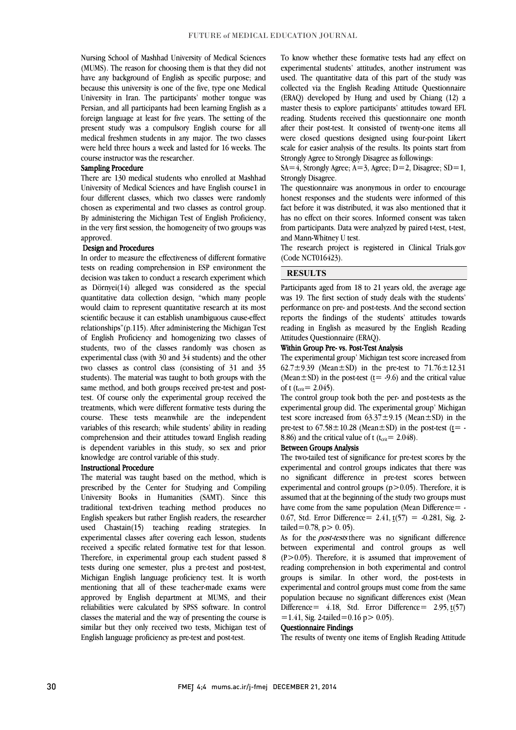Nursing School of Mashhad University of Medical Sciences (MUMS). The reason for choosing them is that they did not have any background of English as specific purpose; and because this university is one of the five, type one Medical University in Iran. The participants' mother tongue was Persian, and all participants had been learning English as a foreign language at least for five years. The setting of the present study was a compulsory English course for all medical freshmen students in any major. The two classes were held three hours a week and lasted for 16 weeks. The course instructor was the researcher.

### Sampling Procedure

There are 130 medical students who enrolled at Mashhad University of Medical Sciences and have English course1 in four different classes, which two classes were randomly chosen as experimental and two classes as control group. By administering the Michigan Test of English Proficiency, in the very first session, the homogeneity of two groups was approved.

### Design and Procedures

In order to measure the effectiveness of different formative tests on reading comprehension in ESP environment the decision was taken to conduct a research experiment which as Dörnyei(14) alleged was considered as the special quantitative data collection design, "which many people would claim to represent quantitative research at its most scientific because it can establish unambiguous cause-effect relationships"(p.115). After administering the Michigan Test of English Proficiency and homogenizing two classes of students, two of the classes randomly was chosen as experimental class (with 30 and 34 students) and the other two classes as control class (consisting of 31 and 35 students). The material was taught to both groups with the same method, and both groups received pre-test and post-test. Of course only the experimental group received the treatments, which were different formative tests during the course. These tests meanwhile are the independent variables of this research; while students' ability in reading comprehension and their attitudes toward English reading is dependent variables in this study, so sex and prior knowledge are control variable of this study.

### Instructional Procedure

The material was taught based on the method, which is prescribed by the Center for Studying and Compiling University Books in Humanities (SAMT). Since this traditional text-driven teaching method produces no English speakers but rather English readers, the researcher used Chastain(15) teaching reading strategies. In experimental classes after covering each lesson, students received a specific related formative test for that lesson. Therefore, in experimental group each student passed 8 tests during one semester, plus a pre-test and post-test, Michigan English language proficiency test. It is worth mentioning that all of these teacher-made exams were approved by English department at MUMS, and their reliabilities were calculated by SPSS software. In control classes the material and the way of presenting the course is similar but they only received two tests, Michigan test of English language proficiency as pre-test and post-test.

To know whether these formative tests had any effect on experimental students' attitudes, another instrument was used. The quantitative data of this part of the study was collected via the English Reading Attitude Questionnaire (ERAQ) developed by Hung and used by Chiang (12) a master thesis to explore participants' attitudes toward EFL reading. Students received this questionnaire one month after their post-test. It consisted of twenty-one items all were closed questions designed using four-point Likert scale for easier analysis of the results. Its points start from Strongly Agree to Strongly Disagree as followings:

SA=4, Strongly Agree; A=3, Agree; D=2, Disagree; SD=1, Strongly Disagree.

The questionnaire was anonymous in order to encourage honest responses and the students were informed of this fact before it was distributed, it was also mentioned that it has no effect on their scores. Informed consent was taken from participants. Data were analyzed by paired t-test, t-test, and Mann-Whitney U test.

The research project is registered in Clinical Trials.gov (Code NCT016423).

## RESULTS

Participants aged from 18 to 21 years old, the average age was 19. The first section of study deals with the students' performance on pre- and post-tests. And the second section reports the findings of the students' attitudes towards reading in English as measured by the English Reading Attitudes Questionnaire (ERAQ).

### Within Group Pre- vs. Post-Test Analysis

The experimental group' Michigan test score increased from 62.7±9.39 (Mean±SD) in the pre-test to 71.76±12.31 (Mean±SD) in the post-test ($t$= -9.6) and the critical value of t ($t_{crit}$= 2.045).

The control group took both the per- and post-tests as the experimental group did. The experimental group' Michigan test score increased from 63.37±9.15 (Mean±SD) in the pre-test to 67.58±10.28 (Mean±SD) in the post-test ($t$= -8.86) and the critical value of t ($t_{crit}$= 2.048).

### Between Groups Analysis

The two-tailed test of significance for pre-test scores by the experimental and control groups indicates that there was no significant difference in pre-test scores between experimental and control groups ($p>0.05$). Therefore, it is assumed that at the beginning of the study two groups must have come from the same population (Mean Difference= -0.67, Std. Error Difference= 2.41, $t(57)$ = -0.281, Sig. 2-tailed=0.78, $p>$ 0. 05).

As for the *post-tests* there was no significant difference between experimental and control groups as well ($P>0.05$). Therefore, it is assumed that improvement of reading comprehension in both experimental and control groups is similar. In other word, the post-tests in experimental and control groups must come from the same population because no significant differences exist (Mean Difference= 4.18, Std. Error Difference= 2.95, $t(57)$ =1.41, Sig. 2-tailed=0.16 $p>$ 0.05).

### Questionnaire Findings

The results of twenty one items of English Reading Attitude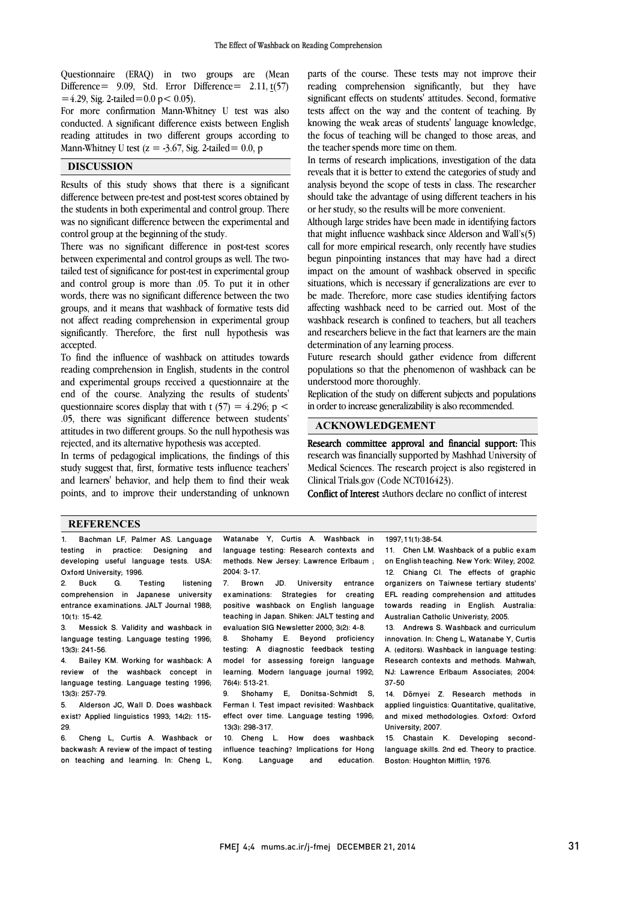Questionnaire (ERAQ) in two groups are (Mean Difference= 9.09, Std. Error Difference= 2.11, $t(57) = 4.29$, Sig. 2-tailed=0.0 $p < 0.05$).

For more confirmation Mann-Whitney U test was also conducted. A significant difference exists between English reading attitudes in two different groups according to Mann-Whitney U test ($z = -3.67$, Sig. 2-tailed= 0.0, p

## DISCUSSION

Results of this study shows that there is a significant difference between pre-test and post-test scores obtained by the students in both experimental and control group. There was no significant difference between the experimental and control group at the beginning of the study.

There was no significant difference in post-test scores between experimental and control groups as well. The two-tailed test of significance for post-test in experimental group and control group is more than .05. To put it in other words, there was no significant difference between the two groups, and it means that washback of formative tests did not affect reading comprehension in experimental group significantly. Therefore, the first null hypothesis was accepted.

To find the influence of washback on attitudes towards reading comprehension in English, students in the control and experimental groups received a questionnaire at the end of the course. Analyzing the results of students' questionnaire scores display that with $t(57) = 4.296$; $p < .05$, there was significant difference between students' attitudes in two different groups. So the null hypothesis was rejected, and its alternative hypothesis was accepted.

In terms of pedagogical implications, the findings of this study suggest that, first, formative tests influence teachers' and learners' behavior, and help them to find their weak points, and to improve their understanding of unknown parts of the course. These tests may not improve their reading comprehension significantly, but they have significant effects on students' attitudes. Second, formative tests affect on the way and the content of teaching. By knowing the weak areas of students' language knowledge, the focus of teaching will be changed to those areas, and the teacher spends more time on them.

In terms of research implications, investigation of the data reveals that it is better to extend the categories of study and analysis beyond the scope of tests in class. The researcher should take the advantage of using different teachers in his or her study, so the results will be more convenient.

Although large strides have been made in identifying factors that might influence washback since Alderson and Wall's(5) call for more empirical research, only recently have studies begun pinpointing instances that may have had a direct impact on the amount of washback observed in specific situations, which is necessary if generalizations are ever to be made. Therefore, more case studies identifying factors affecting washback need to be carried out. Most of the washback research is confined to teachers, but all teachers and researchers believe in the fact that learners are the main determination of any learning process.

Future research should gather evidence from different populations so that the phenomenon of washback can be understood more thoroughly.

Replication of the study on different subjects and populations in order to increase generalizability is also recommended.

## ACKNOWLEDGEMENT

**Research committee approval and financial support:** This research was financially supported by Mashhad University of Medical Sciences. The research project is also registered in Clinical Trials.gov (Code NCT016423).

**Conflict of Interest :**Authors declare no conflict of interest

## REFERENCES

1. Bachman LF, Palmer AS. Language testing in practice: Designing and developing useful language tests. USA: Oxford University; 1996.
2. Buck G. Testing listening comprehension in Japanese university entrance examinations. JALT Journal 1988; 10(1): 15-42.
3. Messick S. Validity and washback in language testing. Language testing 1996; 13(3): 241-56.
4. Bailey KM. Working for washback: A review of the washback concept in language testing. Language testing 1996; 13(3): 257-79.
5. Alderson JC, Wall D. Does washback exist? Applied linguistics 1993; 14(2): 115-29.
6. Cheng L, Curtis A. Washback or backwash: A review of the impact of testing on teaching and learning. In: Cheng L, Watanabe Y, Curtis A. Washback in language testing: Research contexts and methods. New Jersey: Lawrence Erlbaum ; 2004: 3-17.
7. Brown JD. University entrance examinations: Strategies for creating positive washback on English language teaching in Japan. Shiken: JALT testing and evaluation SIG Newsletter 2000; 3(2): 4-8.
8. Shohamy E. Beyond proficiency testing: A diagnostic feedback testing model for assessing foreign language learning. Modern language journal 1992; 76(4): 513-21.
9. Shohamy E, Donitsa-Schmidt S, Ferman I. Test impact revisited: Washback effect over time. Language testing 1996; 13(3): 298-317.
10. Cheng L. How does washback influence teaching? Implications for Hong Kong. Language and education. 1997;11(1):38-54.
11. Chen LM. Washback of a public exam on English teaching. New York: Wiley; 2002.
12. Chiang CI. The effects of graphic organizers on Taiwnese tertiary students' EFL reading comprehension and attitudes towards reading in English. Australia: Australian Catholic Univeristy; 2005.
13. Andrews S. Washback and curriculum innovation. In: Cheng L, Watanabe Y, Curtis A. (editors). Washback in language testing: Research contexts and methods. Mahwah, NJ: Lawrence Erlbaum Associates; 2004: 37-50
14. Dörnyei Z. Research methods in applied linguistics: Quantitative, qualitative, and mixed methodologies. Oxford: Oxford University; 2007.
15. Chastain K. Developing second-language skills. 2nd ed. Theory to practice. Boston: Houghton Mifflin; 1976.